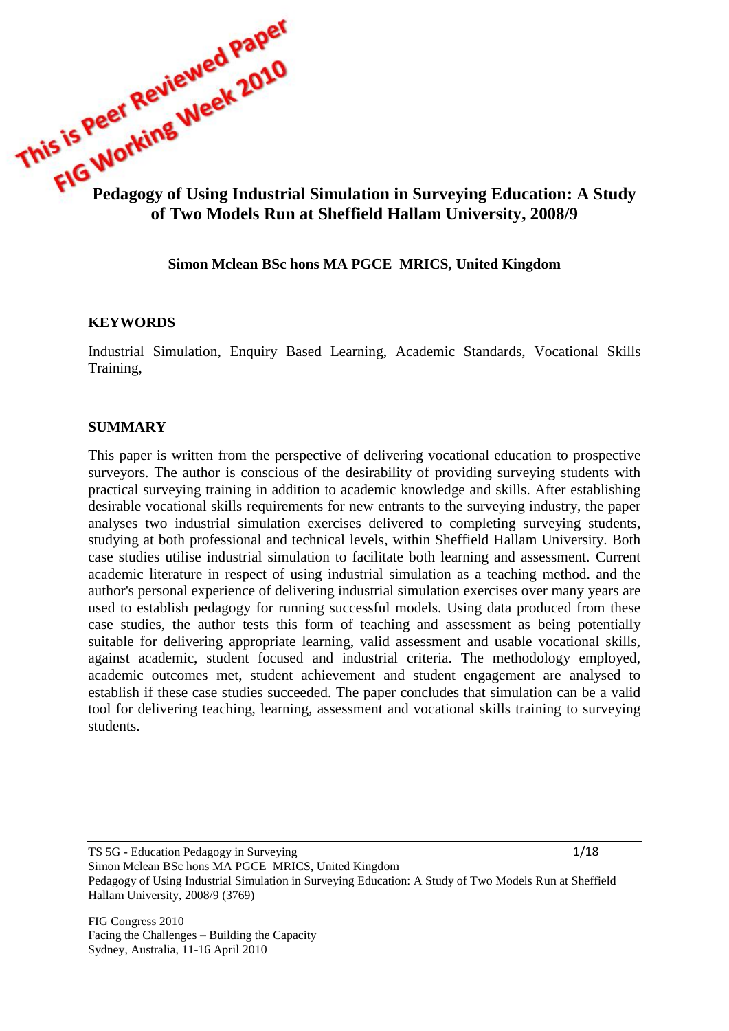This is Peer Reviewed Paper
FIG Working Week 2010

# Pedagogy of Using Industrial Simulation in Surveying Education: A Study of Two Models Run at Sheffield Hallam University, 2008/9

**Simon Mclean BSc hons MA PGCE MRICS, United Kingdom**

## KEYWORDS

Industrial Simulation, Enquiry Based Learning, Academic Standards, Vocational Skills Training,

## SUMMARY

This paper is written from the perspective of delivering vocational education to prospective surveyors. The author is conscious of the desirability of providing surveying students with practical surveying training in addition to academic knowledge and skills. After establishing desirable vocational skills requirements for new entrants to the surveying industry, the paper analyses two industrial simulation exercises delivered to completing surveying students, studying at both professional and technical levels, within Sheffield Hallam University. Both case studies utilise industrial simulation to facilitate both learning and assessment. Current academic literature in respect of using industrial simulation as a teaching method. and the author's personal experience of delivering industrial simulation exercises over many years are used to establish pedagogy for running successful models. Using data produced from these case studies, the author tests this form of teaching and assessment as being potentially suitable for delivering appropriate learning, valid assessment and usable vocational skills, against academic, student focused and industrial criteria. The methodology employed, academic outcomes met, student achievement and student engagement are analysed to establish if these case studies succeeded. The paper concludes that simulation can be a valid tool for delivering teaching, learning, assessment and vocational skills training to surveying students.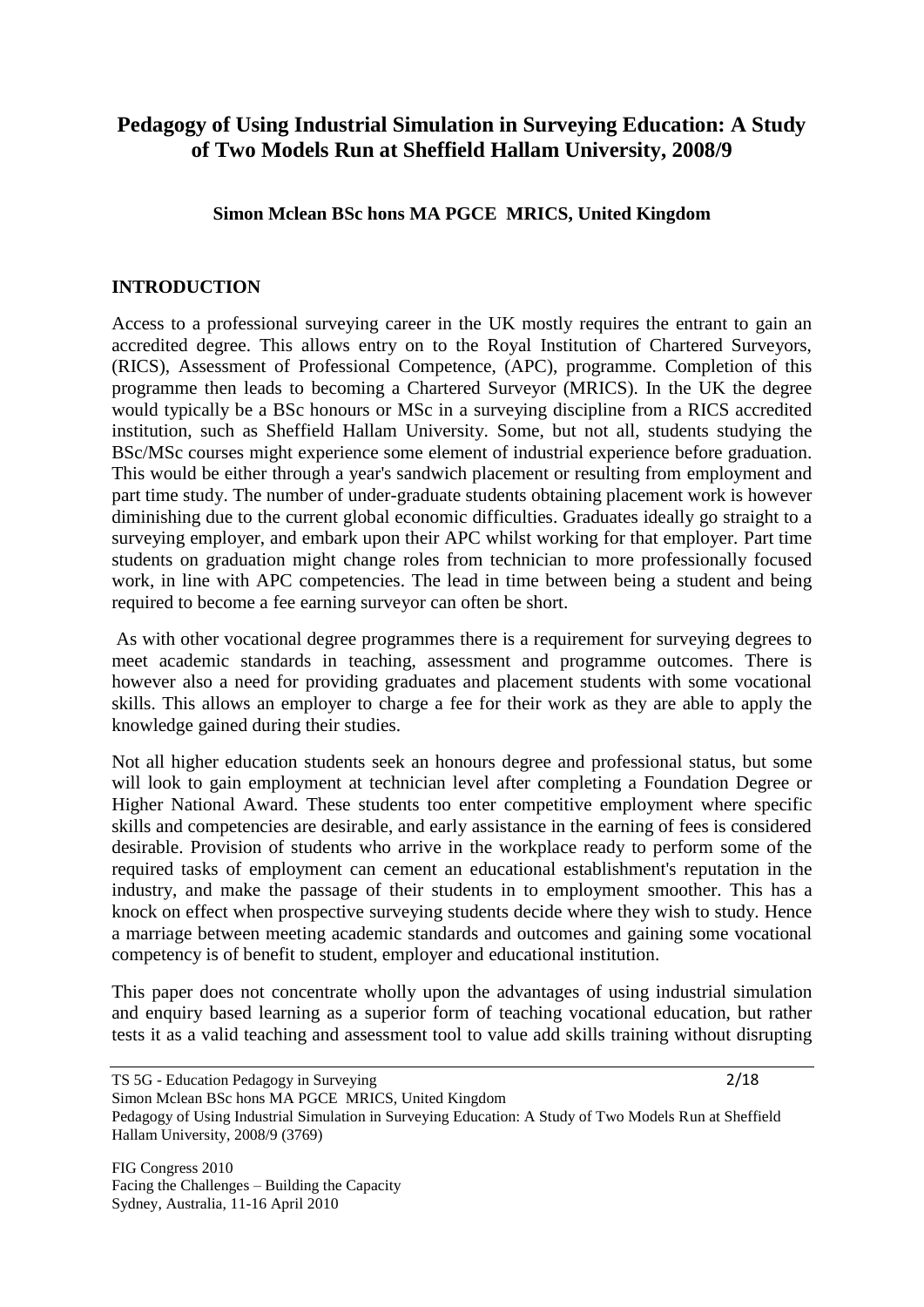# Pedagogy of Using Industrial Simulation in Surveying Education: A Study of Two Models Run at Sheffield Hallam University, 2008/9

**Simon Mclean BSc hons MA PGCE MRICS, United Kingdom**

## INTRODUCTION

Access to a professional surveying career in the UK mostly requires the entrant to gain an accredited degree. This allows entry on to the Royal Institution of Chartered Surveyors, (RICS), Assessment of Professional Competence, (APC), programme. Completion of this programme then leads to becoming a Chartered Surveyor (MRICS). In the UK the degree would typically be a BSc honours or MSc in a surveying discipline from a RICS accredited institution, such as Sheffield Hallam University. Some, but not all, students studying the BSc/MSc courses might experience some element of industrial experience before graduation. This would be either through a year's sandwich placement or resulting from employment and part time study. The number of under-graduate students obtaining placement work is however diminishing due to the current global economic difficulties. Graduates ideally go straight to a surveying employer, and embark upon their APC whilst working for that employer. Part time students on graduation might change roles from technician to more professionally focused work, in line with APC competencies. The lead in time between being a student and being required to become a fee earning surveyor can often be short.

As with other vocational degree programmes there is a requirement for surveying degrees to meet academic standards in teaching, assessment and programme outcomes. There is however also a need for providing graduates and placement students with some vocational skills. This allows an employer to charge a fee for their work as they are able to apply the knowledge gained during their studies.

Not all higher education students seek an honours degree and professional status, but some will look to gain employment at technician level after completing a Foundation Degree or Higher National Award. These students too enter competitive employment where specific skills and competencies are desirable, and early assistance in the earning of fees is considered desirable. Provision of students who arrive in the workplace ready to perform some of the required tasks of employment can cement an educational establishment's reputation in the industry, and make the passage of their students in to employment smoother. This has a knock on effect when prospective surveying students decide where they wish to study. Hence a marriage between meeting academic standards and outcomes and gaining some vocational competency is of benefit to student, employer and educational institution.

This paper does not concentrate wholly upon the advantages of using industrial simulation and enquiry based learning as a superior form of teaching vocational education, but rather tests it as a valid teaching and assessment tool to value add skills training without disrupting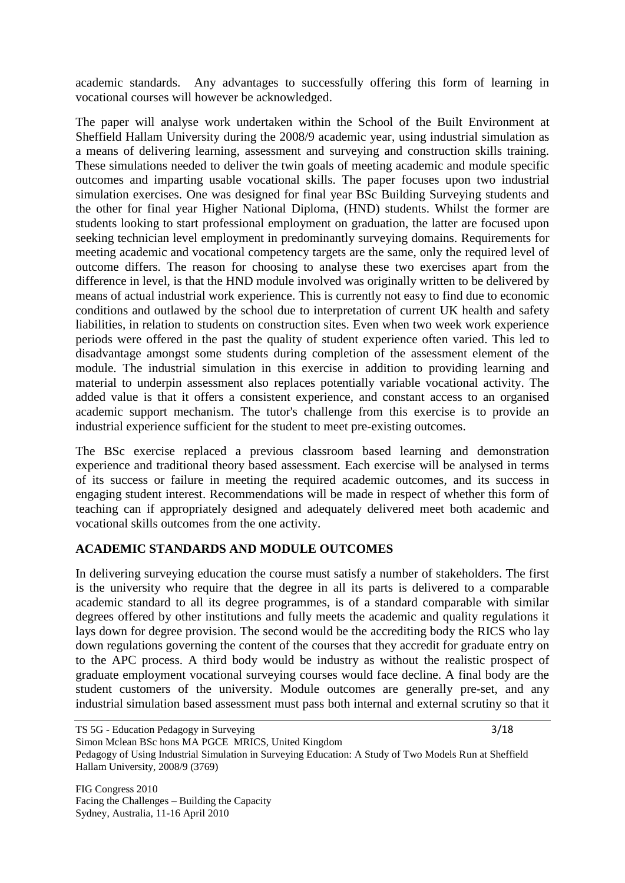academic standards. Any advantages to successfully offering this form of learning in vocational courses will however be acknowledged.

The paper will analyse work undertaken within the School of the Built Environment at Sheffield Hallam University during the 2008/9 academic year, using industrial simulation as a means of delivering learning, assessment and surveying and construction skills training. These simulations needed to deliver the twin goals of meeting academic and module specific outcomes and imparting usable vocational skills. The paper focuses upon two industrial simulation exercises. One was designed for final year BSc Building Surveying students and the other for final year Higher National Diploma, (HND) students. Whilst the former are students looking to start professional employment on graduation, the latter are focused upon seeking technician level employment in predominantly surveying domains. Requirements for meeting academic and vocational competency targets are the same, only the required level of outcome differs. The reason for choosing to analyse these two exercises apart from the difference in level, is that the HND module involved was originally written to be delivered by means of actual industrial work experience. This is currently not easy to find due to economic conditions and outlawed by the school due to interpretation of current UK health and safety liabilities, in relation to students on construction sites. Even when two week work experience periods were offered in the past the quality of student experience often varied. This led to disadvantage amongst some students during completion of the assessment element of the module. The industrial simulation in this exercise in addition to providing learning and material to underpin assessment also replaces potentially variable vocational activity. The added value is that it offers a consistent experience, and constant access to an organised academic support mechanism. The tutor's challenge from this exercise is to provide an industrial experience sufficient for the student to meet pre-existing outcomes.

The BSc exercise replaced a previous classroom based learning and demonstration experience and traditional theory based assessment. Each exercise will be analysed in terms of its success or failure in meeting the required academic outcomes, and its success in engaging student interest. Recommendations will be made in respect of whether this form of teaching can if appropriately designed and adequately delivered meet both academic and vocational skills outcomes from the one activity.

## ACADEMIC STANDARDS AND MODULE OUTCOMES

In delivering surveying education the course must satisfy a number of stakeholders. The first is the university who require that the degree in all its parts is delivered to a comparable academic standard to all its degree programmes, is of a standard comparable with similar degrees offered by other institutions and fully meets the academic and quality regulations it lays down for degree provision. The second would be the accrediting body the RICS who lay down regulations governing the content of the courses that they accredit for graduate entry on to the APC process. A third body would be industry as without the realistic prospect of graduate employment vocational surveying courses would face decline. A final body are the student customers of the university. Module outcomes are generally pre-set, and any industrial simulation based assessment must pass both internal and external scrutiny so that it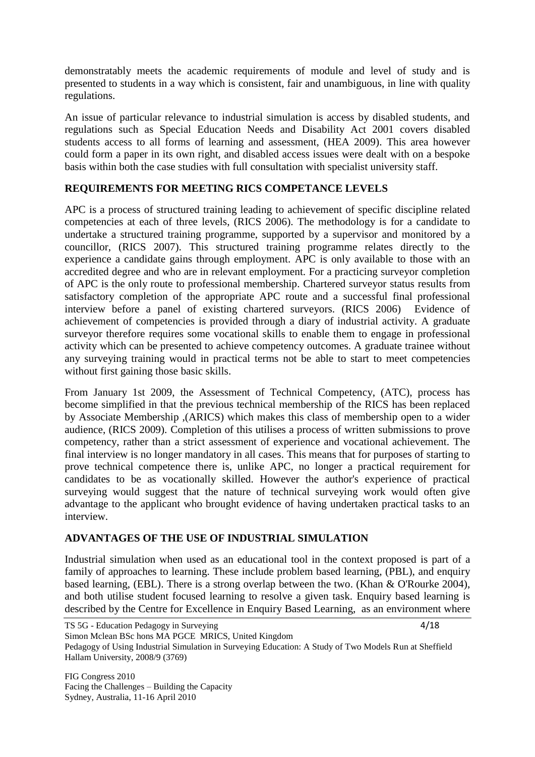demonstratably meets the academic requirements of module and level of study and is presented to students in a way which is consistent, fair and unambiguous, in line with quality regulations.

An issue of particular relevance to industrial simulation is access by disabled students, and regulations such as Special Education Needs and Disability Act 2001 covers disabled students access to all forms of learning and assessment, (HEA 2009). This area however could form a paper in its own right, and disabled access issues were dealt with on a bespoke basis within both the case studies with full consultation with specialist university staff.

## REQUIREMENTS FOR MEETING RICS COMPETANCE LEVELS

APC is a process of structured training leading to achievement of specific discipline related competencies at each of three levels, (RICS 2006). The methodology is for a candidate to undertake a structured training programme, supported by a supervisor and monitored by a councillor, (RICS 2007). This structured training programme relates directly to the experience a candidate gains through employment. APC is only available to those with an accredited degree and who are in relevant employment. For a practicing surveyor completion of APC is the only route to professional membership. Chartered surveyor status results from satisfactory completion of the appropriate APC route and a successful final professional interview before a panel of existing chartered surveyors. (RICS 2006) Evidence of achievement of competencies is provided through a diary of industrial activity. A graduate surveyor therefore requires some vocational skills to enable them to engage in professional activity which can be presented to achieve competency outcomes. A graduate trainee without any surveying training would in practical terms not be able to start to meet competencies without first gaining those basic skills.

From January 1st 2009, the Assessment of Technical Competency, (ATC), process has become simplified in that the previous technical membership of the RICS has been replaced by Associate Membership ,(ARICS) which makes this class of membership open to a wider audience, (RICS 2009). Completion of this utilises a process of written submissions to prove competency, rather than a strict assessment of experience and vocational achievement. The final interview is no longer mandatory in all cases. This means that for purposes of starting to prove technical competence there is, unlike APC, no longer a practical requirement for candidates to be as vocationally skilled. However the author's experience of practical surveying would suggest that the nature of technical surveying work would often give advantage to the applicant who brought evidence of having undertaken practical tasks to an interview.

## ADVANTAGES OF THE USE OF INDUSTRIAL SIMULATION

Industrial simulation when used as an educational tool in the context proposed is part of a family of approaches to learning. These include problem based learning, (PBL), and enquiry based learning, (EBL). There is a strong overlap between the two. (Khan & O'Rourke 2004), and both utilise student focused learning to resolve a given task. Enquiry based learning is described by the Centre for Excellence in Enquiry Based Learning, as an environment where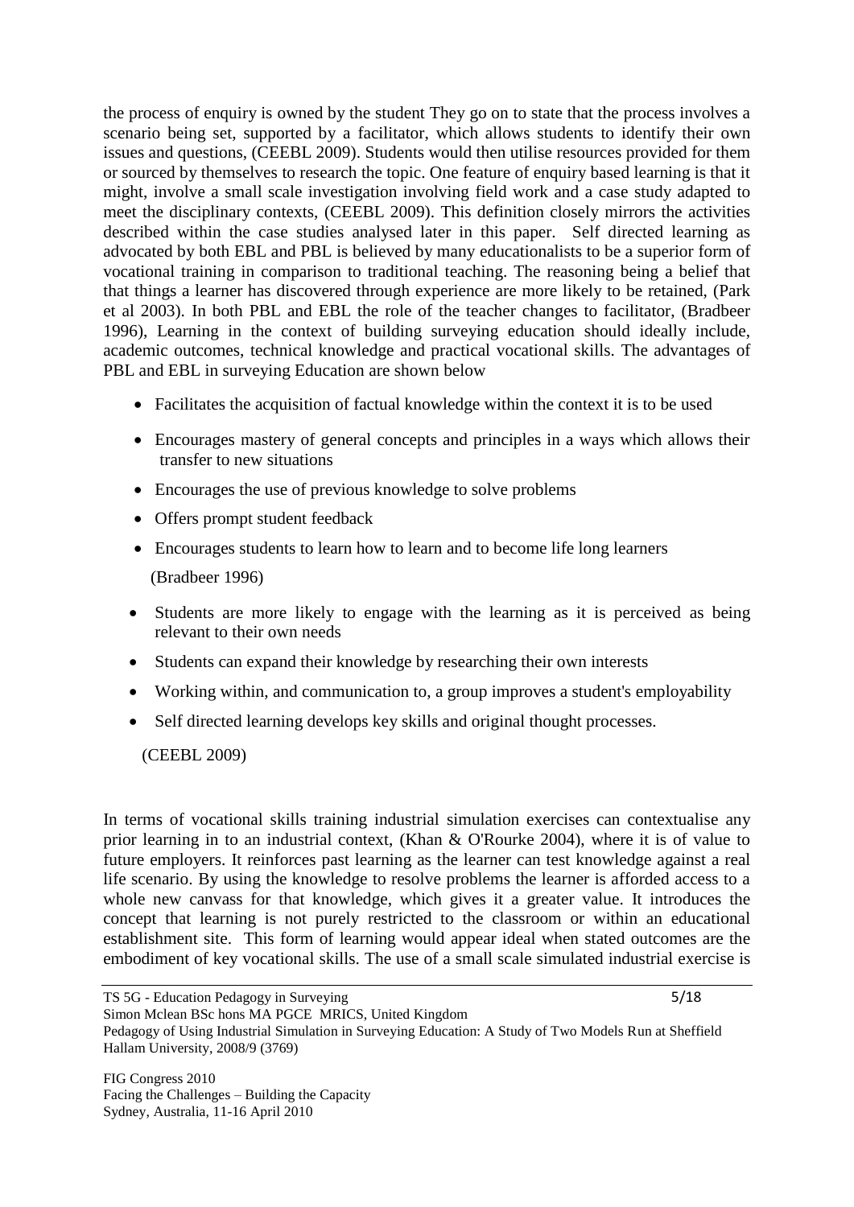the process of enquiry is owned by the student They go on to state that the process involves a scenario being set, supported by a facilitator, which allows students to identify their own issues and questions, (CEEBL 2009). Students would then utilise resources provided for them or sourced by themselves to research the topic. One feature of enquiry based learning is that it might, involve a small scale investigation involving field work and a case study adapted to meet the disciplinary contexts, (CEEBL 2009). This definition closely mirrors the activities described within the case studies analysed later in this paper. Self directed learning as advocated by both EBL and PBL is believed by many educationalists to be a superior form of vocational training in comparison to traditional teaching. The reasoning being a belief that that things a learner has discovered through experience are more likely to be retained, (Park et al 2003). In both PBL and EBL the role of the teacher changes to facilitator, (Bradbeer 1996), Learning in the context of building surveying education should ideally include, academic outcomes, technical knowledge and practical vocational skills. The advantages of PBL and EBL in surveying Education are shown below

- Facilitates the acquisition of factual knowledge within the context it is to be used
- Encourages mastery of general concepts and principles in a ways which allows their transfer to new situations
- Encourages the use of previous knowledge to solve problems
- Offers prompt student feedback
- Encourages students to learn how to learn and to become life long learners

(Bradbeer 1996)

- Students are more likely to engage with the learning as it is perceived as being relevant to their own needs
- Students can expand their knowledge by researching their own interests
- Working within, and communication to, a group improves a student's employability
- Self directed learning develops key skills and original thought processes.

(CEEBL 2009)

In terms of vocational skills training industrial simulation exercises can contextualise any prior learning in to an industrial context, (Khan & O'Rourke 2004), where it is of value to future employers. It reinforces past learning as the learner can test knowledge against a real life scenario. By using the knowledge to resolve problems the learner is afforded access to a whole new canvass for that knowledge, which gives it a greater value. It introduces the concept that learning is not purely restricted to the classroom or within an educational establishment site. This form of learning would appear ideal when stated outcomes are the embodiment of key vocational skills. The use of a small scale simulated industrial exercise is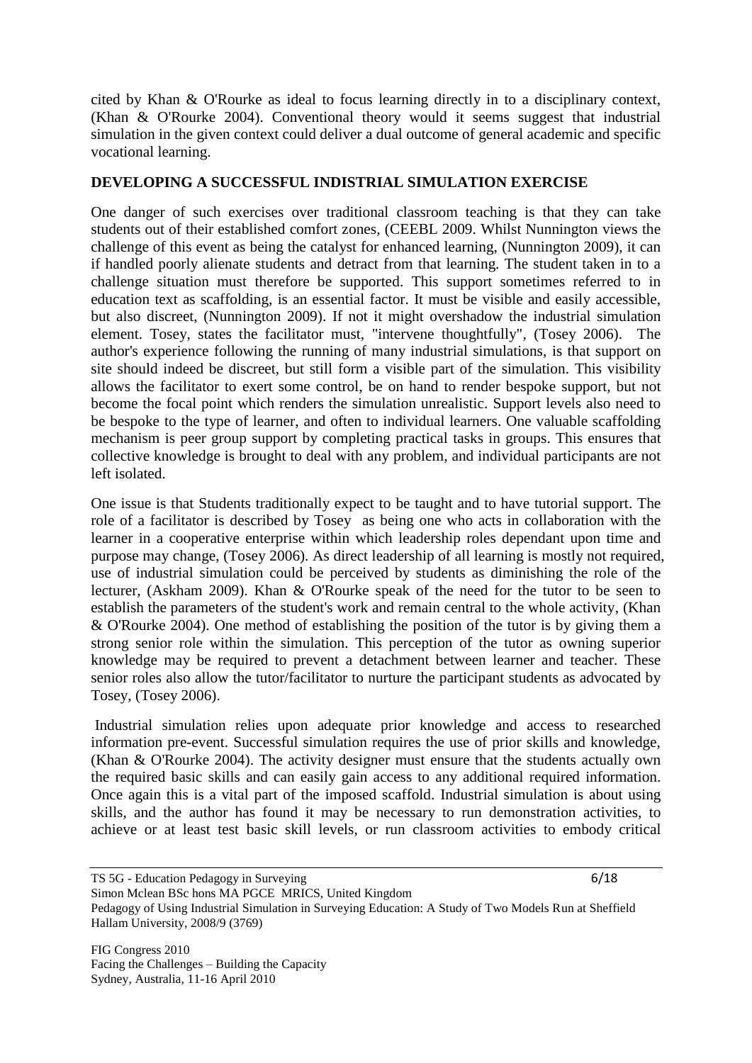cited by Khan & O'Rourke as ideal to focus learning directly in to a disciplinary context, (Khan & O'Rourke 2004). Conventional theory would it seems suggest that industrial simulation in the given context could deliver a dual outcome of general academic and specific vocational learning.

## DEVELOPING A SUCCESSFUL INDISTRIAL SIMULATION EXERCISE

One danger of such exercises over traditional classroom teaching is that they can take students out of their established comfort zones, (CEEBL 2009. Whilst Nunnington views the challenge of this event as being the catalyst for enhanced learning, (Nunnington 2009), it can if handled poorly alienate students and detract from that learning. The student taken in to a challenge situation must therefore be supported. This support sometimes referred to in education text as scaffolding, is an essential factor. It must be visible and easily accessible, but also discreet, (Nunnington 2009). If not it might overshadow the industrial simulation element. Tosey, states the facilitator must, "intervene thoughtfully", (Tosey 2006). The author's experience following the running of many industrial simulations, is that support on site should indeed be discreet, but still form a visible part of the simulation. This visibility allows the facilitator to exert some control, be on hand to render bespoke support, but not become the focal point which renders the simulation unrealistic. Support levels also need to be bespoke to the type of learner, and often to individual learners. One valuable scaffolding mechanism is peer group support by completing practical tasks in groups. This ensures that collective knowledge is brought to deal with any problem, and individual participants are not left isolated.

One issue is that Students traditionally expect to be taught and to have tutorial support. The role of a facilitator is described by Tosey as being one who acts in collaboration with the learner in a cooperative enterprise within which leadership roles dependant upon time and purpose may change, (Tosey 2006). As direct leadership of all learning is mostly not required, use of industrial simulation could be perceived by students as diminishing the role of the lecturer, (Askham 2009). Khan & O'Rourke speak of the need for the tutor to be seen to establish the parameters of the student's work and remain central to the whole activity, (Khan & O'Rourke 2004). One method of establishing the position of the tutor is by giving them a strong senior role within the simulation. This perception of the tutor as owning superior knowledge may be required to prevent a detachment between learner and teacher. These senior roles also allow the tutor/facilitator to nurture the participant students as advocated by Tosey, (Tosey 2006).

Industrial simulation relies upon adequate prior knowledge and access to researched information pre-event. Successful simulation requires the use of prior skills and knowledge, (Khan & O'Rourke 2004). The activity designer must ensure that the students actually own the required basic skills and can easily gain access to any additional required information. Once again this is a vital part of the imposed scaffold. Industrial simulation is about using skills, and the author has found it may be necessary to run demonstration activities, to achieve or at least test basic skill levels, or run classroom activities to embody critical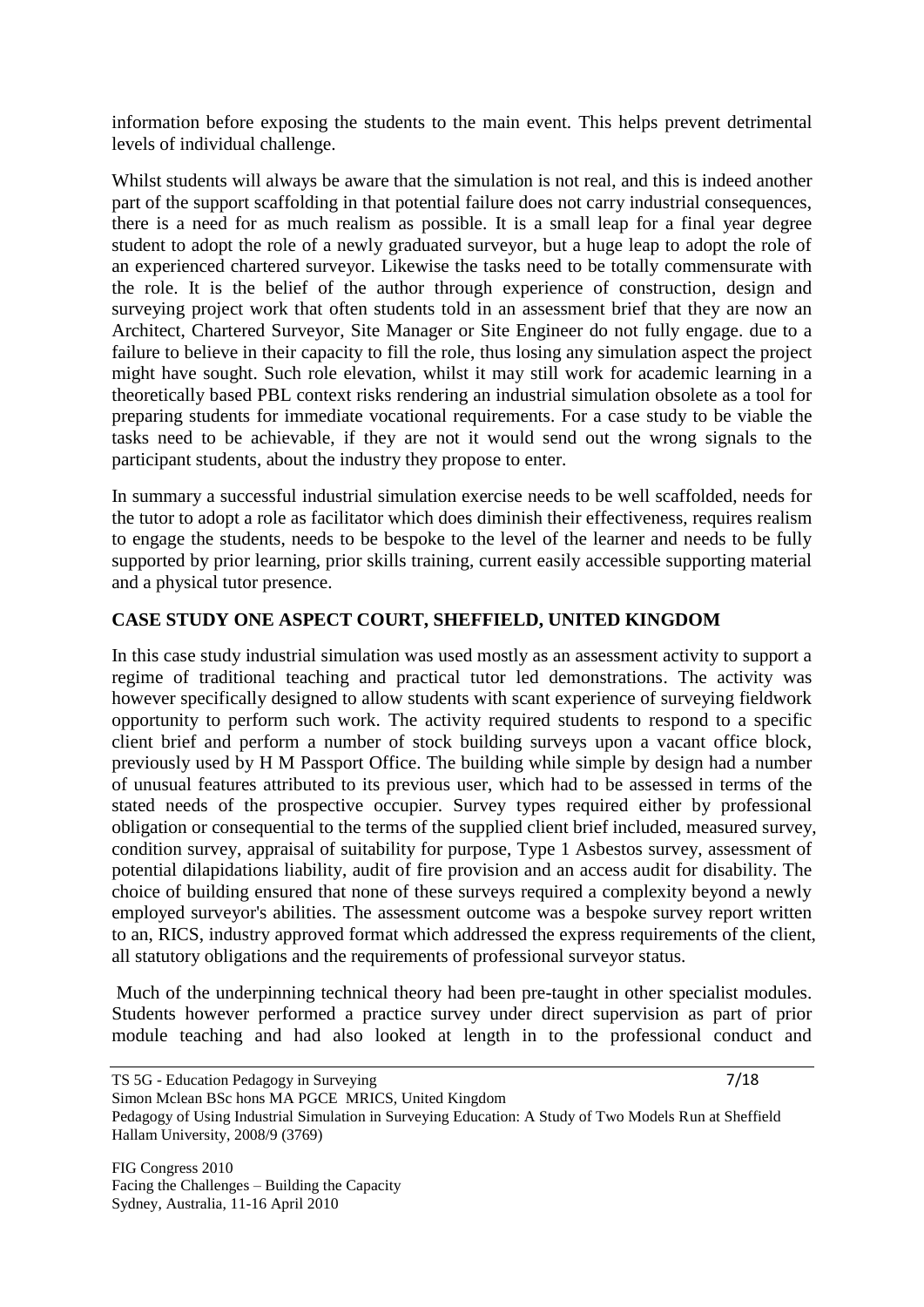information before exposing the students to the main event. This helps prevent detrimental levels of individual challenge.

Whilst students will always be aware that the simulation is not real, and this is indeed another part of the support scaffolding in that potential failure does not carry industrial consequences, there is a need for as much realism as possible. It is a small leap for a final year degree student to adopt the role of a newly graduated surveyor, but a huge leap to adopt the role of an experienced chartered surveyor. Likewise the tasks need to be totally commensurate with the role. It is the belief of the author through experience of construction, design and surveying project work that often students told in an assessment brief that they are now an Architect, Chartered Surveyor, Site Manager or Site Engineer do not fully engage. due to a failure to believe in their capacity to fill the role, thus losing any simulation aspect the project might have sought. Such role elevation, whilst it may still work for academic learning in a theoretically based PBL context risks rendering an industrial simulation obsolete as a tool for preparing students for immediate vocational requirements. For a case study to be viable the tasks need to be achievable, if they are not it would send out the wrong signals to the participant students, about the industry they propose to enter.

In summary a successful industrial simulation exercise needs to be well scaffolded, needs for the tutor to adopt a role as facilitator which does diminish their effectiveness, requires realism to engage the students, needs to be bespoke to the level of the learner and needs to be fully supported by prior learning, prior skills training, current easily accessible supporting material and a physical tutor presence.

## CASE STUDY ONE ASPECT COURT, SHEFFIELD, UNITED KINGDOM

In this case study industrial simulation was used mostly as an assessment activity to support a regime of traditional teaching and practical tutor led demonstrations. The activity was however specifically designed to allow students with scant experience of surveying fieldwork opportunity to perform such work. The activity required students to respond to a specific client brief and perform a number of stock building surveys upon a vacant office block, previously used by H M Passport Office. The building while simple by design had a number of unusual features attributed to its previous user, which had to be assessed in terms of the stated needs of the prospective occupier. Survey types required either by professional obligation or consequential to the terms of the supplied client brief included, measured survey, condition survey, appraisal of suitability for purpose, Type 1 Asbestos survey, assessment of potential dilapidations liability, audit of fire provision and an access audit for disability. The choice of building ensured that none of these surveys required a complexity beyond a newly employed surveyor's abilities. The assessment outcome was a bespoke survey report written to an, RICS, industry approved format which addressed the express requirements of the client, all statutory obligations and the requirements of professional surveyor status.

Much of the underpinning technical theory had been pre-taught in other specialist modules. Students however performed a practice survey under direct supervision as part of prior module teaching and had also looked at length in to the professional conduct and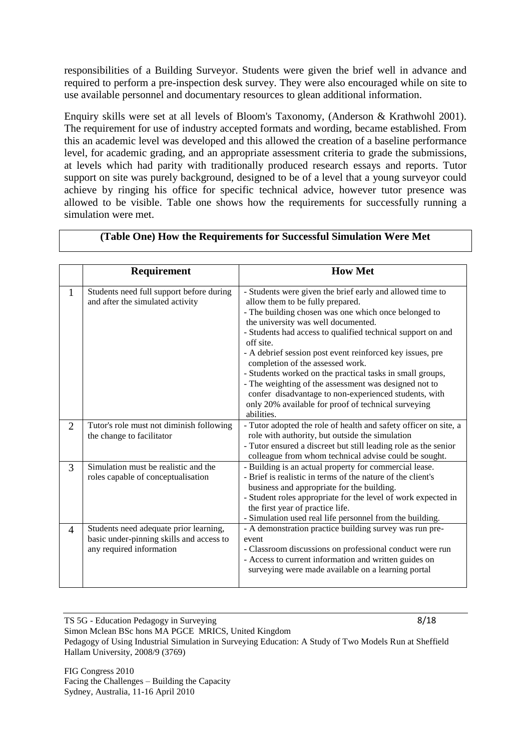responsibilities of a Building Surveyor. Students were given the brief well in advance and required to perform a pre-inspection desk survey. They were also encouraged while on site to use available personnel and documentary resources to glean additional information.

Enquiry skills were set at all levels of Bloom's Taxonomy, (Anderson & Krathwohl 2001). The requirement for use of industry accepted formats and wording, became established. From this an academic level was developed and this allowed the creation of a baseline performance level, for academic grading, and an appropriate assessment criteria to grade the submissions, at levels which had parity with traditionally produced research essays and reports. Tutor support on site was purely background, designed to be of a level that a young surveyor could achieve by ringing his office for specific technical advice, however tutor presence was allowed to be visible. Table one shows how the requirements for successfully running a simulation were met.

**(Table One) How the Requirements for Successful Simulation Were Met**

| | Requirement | How Met |
|---|---|---|
| 1 | Students need full support before during and after the simulated activity | - Students were given the brief early and allowed time to allow them to be fully prepared.<br>- The building chosen was one which once belonged to the university was well documented.<br>- Students had access to qualified technical support on and off site.<br>- A debrief session post event reinforced key issues, pre completion of the assessed work.<br>- Students worked on the practical tasks in small groups,<br>- The weighting of the assessment was designed not to confer disadvantage to non-experienced students, with only 20% available for proof of technical surveying abilities. |
| 2 | Tutor's role must not diminish following the change to facilitator | - Tutor adopted the role of health and safety officer on site, a role with authority, but outside the simulation<br>- Tutor ensured a discreet but still leading role as the senior colleague from whom technical advise could be sought. |
| 3 | Simulation must be realistic and the roles capable of conceptualisation | - Building is an actual property for commercial lease.<br>- Brief is realistic in terms of the nature of the client's business and appropriate for the building.<br>- Student roles appropriate for the level of work expected in the first year of practice life.<br>- Simulation used real life personnel from the building. |
| 4 | Students need adequate prior learning, basic under-pinning skills and access to any required information | - A demonstration practice building survey was run pre-event<br>- Classroom discussions on professional conduct were run<br>- Access to current information and written guides on surveying were made available on a learning portal |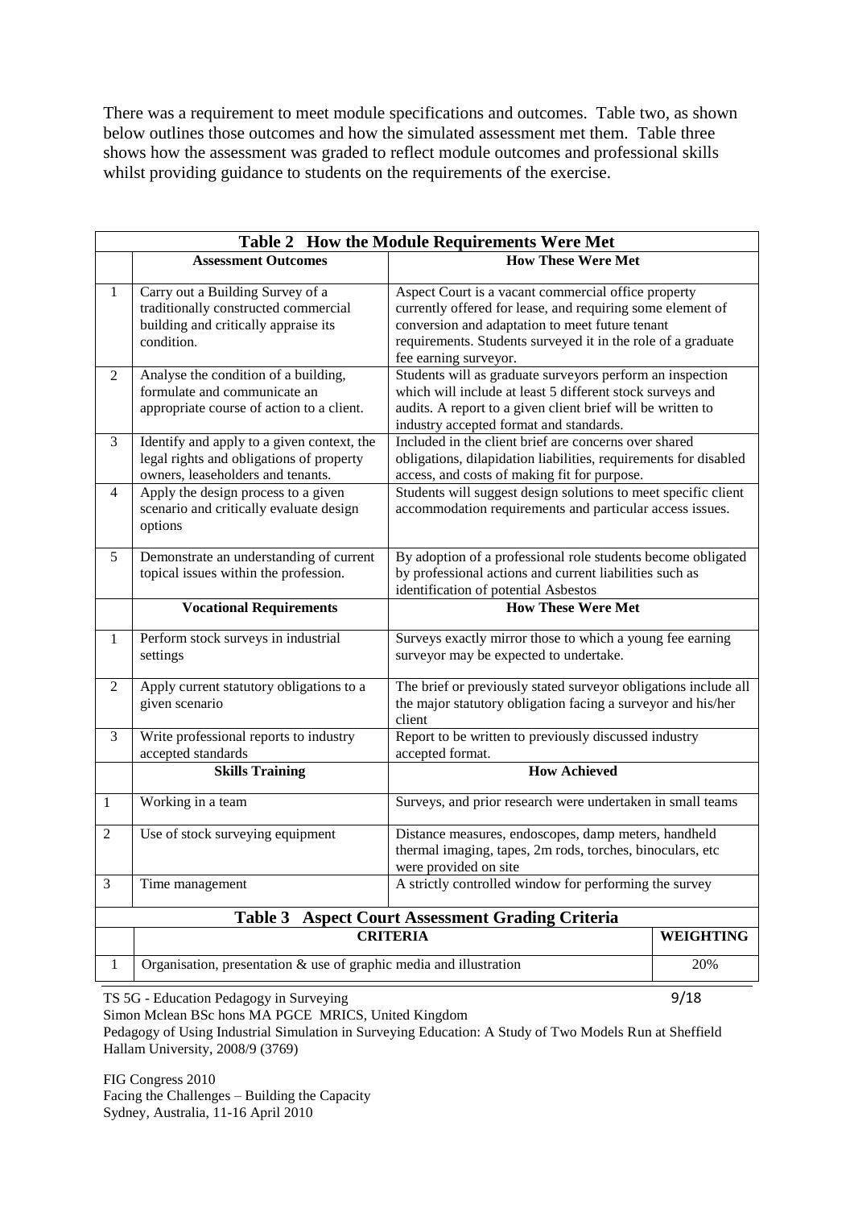There was a requirement to meet module specifications and outcomes. Table two, as shown below outlines those outcomes and how the simulated assessment met them. Table three shows how the assessment was graded to reflect module outcomes and professional skills whilst providing guidance to students on the requirements of the exercise.

**Table 2 How the Module Requirements Were Met**

| | **Assessment Outcomes** | **How These Were Met** |
|---|---|---|
| 1 | Carry out a Building Survey of a traditionally constructed commercial building and critically appraise its condition. | Aspect Court is a vacant commercial office property currently offered for lease, and requiring some element of conversion and adaptation to meet future tenant requirements. Students surveyed it in the role of a graduate fee earning surveyor. |
| 2 | Analyse the condition of a building, formulate and communicate an appropriate course of action to a client. | Students will as graduate surveyors perform an inspection which will include at least 5 different stock surveys and audits. A report to a given client brief will be written to industry accepted format and standards. |
| 3 | Identify and apply to a given context, the legal rights and obligations of property owners, leaseholders and tenants. | Included in the client brief are concerns over shared obligations, dilapidation liabilities, requirements for disabled access, and costs of making fit for purpose. |
| 4 | Apply the design process to a given scenario and critically evaluate design options | Students will suggest design solutions to meet specific client accommodation requirements and particular access issues. |
| 5 | Demonstrate an understanding of current topical issues within the profession. | By adoption of a professional role students become obligated by professional actions and current liabilities such as identification of potential Asbestos |
| | **Vocational Requirements** | **How These Were Met** |
| 1 | Perform stock surveys in industrial settings | Surveys exactly mirror those to which a young fee earning surveyor may be expected to undertake. |
| 2 | Apply current statutory obligations to a given scenario | The brief or previously stated surveyor obligations include all the major statutory obligation facing a surveyor and his/her client |
| 3 | Write professional reports to industry accepted standards | Report to be written to previously discussed industry accepted format. |
| | **Skills Training** | **How Achieved** |
| 1 | Working in a team | Surveys, and prior research were undertaken in small teams |
| 2 | Use of stock surveying equipment | Distance measures, endoscopes, damp meters, handheld thermal imaging, tapes, 2m rods, torches, binoculars, etc were provided on site |
| 3 | Time management | A strictly controlled window for performing the survey |

**Table 3 Aspect Court Assessment Grading Criteria**

| | **CRITERIA** | **WEIGHTING** |
|---|---|---|
| 1 | Organisation, presentation & use of graphic media and illustration | 20% |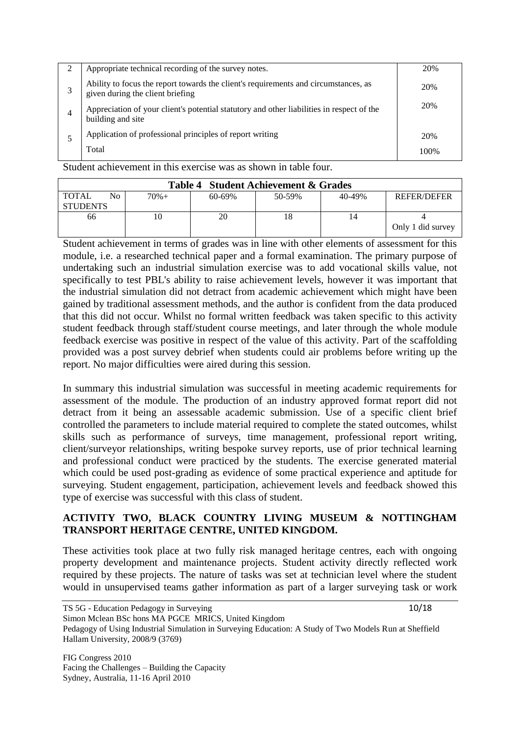| 2 | Appropriate technical recording of the survey notes. | 20% |
|---|---|---|
| 3 | Ability to focus the report towards the client's requirements and circumstances, as given during the client briefing | 20% |
| 4 | Appreciation of your client's potential statutory and other liabilities in respect of the building and site | 20% |
| 5 | Application of professional principles of report writing | 20% |
| | Total | 100% |

Student achievement in this exercise was as shown in table four.

| **Table 4 Student Achievement & Grades** | | | | | |
|---|---|---|---|---|---|
| TOTAL No STUDENTS | 70%+ | 60-69% | 50-59% | 40-49% | REFER/DEFER |
| 66 | 10 | 20 | 18 | 14 | 4<br>Only 1 did survey |

Student achievement in terms of grades was in line with other elements of assessment for this module, i.e. a researched technical paper and a formal examination. The primary purpose of undertaking such an industrial simulation exercise was to add vocational skills value, not specifically to test PBL's ability to raise achievement levels, however it was important that the industrial simulation did not detract from academic achievement which might have been gained by traditional assessment methods, and the author is confident from the data produced that this did not occur. Whilst no formal written feedback was taken specific to this activity student feedback through staff/student course meetings, and later through the whole module feedback exercise was positive in respect of the value of this activity. Part of the scaffolding provided was a post survey debrief when students could air problems before writing up the report. No major difficulties were aired during this session.

In summary this industrial simulation was successful in meeting academic requirements for assessment of the module. The production of an industry approved format report did not detract from it being an assessable academic submission. Use of a specific client brief controlled the parameters to include material required to complete the stated outcomes, whilst skills such as performance of surveys, time management, professional report writing, client/surveyor relationships, writing bespoke survey reports, use of prior technical learning and professional conduct were practiced by the students. The exercise generated material which could be used post-grading as evidence of some practical experience and aptitude for surveying. Student engagement, participation, achievement levels and feedback showed this type of exercise was successful with this class of student.

## ACTIVITY TWO, BLACK COUNTRY LIVING MUSEUM & NOTTINGHAM TRANSPORT HERITAGE CENTRE, UNITED KINGDOM.

These activities took place at two fully risk managed heritage centres, each with ongoing property development and maintenance projects. Student activity directly reflected work required by these projects. The nature of tasks was set at technician level where the student would in unsupervised teams gather information as part of a larger surveying task or work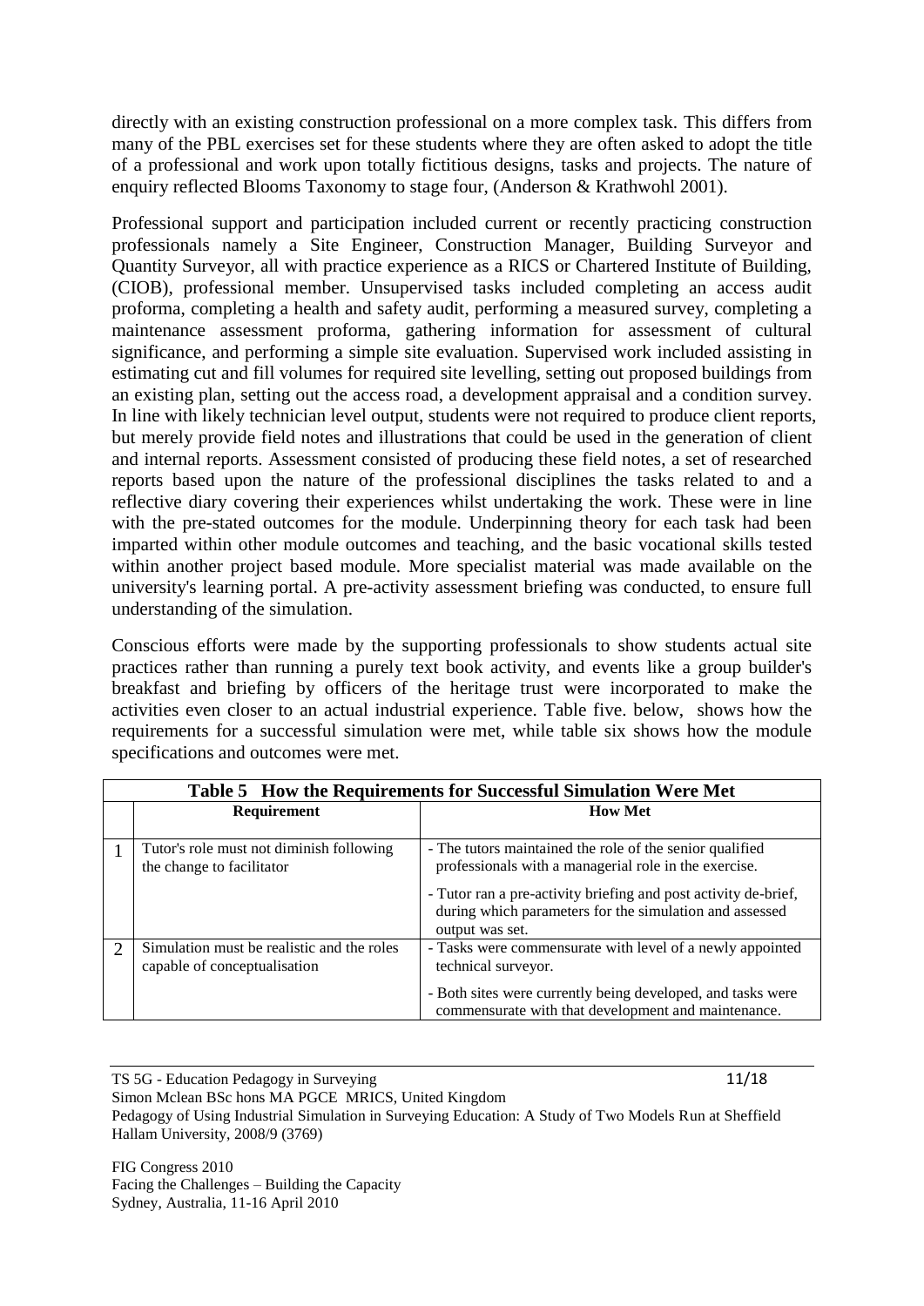directly with an existing construction professional on a more complex task. This differs from many of the PBL exercises set for these students where they are often asked to adopt the title of a professional and work upon totally fictitious designs, tasks and projects. The nature of enquiry reflected Blooms Taxonomy to stage four, (Anderson & Krathwohl 2001).

Professional support and participation included current or recently practicing construction professionals namely a Site Engineer, Construction Manager, Building Surveyor and Quantity Surveyor, all with practice experience as a RICS or Chartered Institute of Building, (CIOB), professional member. Unsupervised tasks included completing an access audit proforma, completing a health and safety audit, performing a measured survey, completing a maintenance assessment proforma, gathering information for assessment of cultural significance, and performing a simple site evaluation. Supervised work included assisting in estimating cut and fill volumes for required site levelling, setting out proposed buildings from an existing plan, setting out the access road, a development appraisal and a condition survey. In line with likely technician level output, students were not required to produce client reports, but merely provide field notes and illustrations that could be used in the generation of client and internal reports. Assessment consisted of producing these field notes, a set of researched reports based upon the nature of the professional disciplines the tasks related to and a reflective diary covering their experiences whilst undertaking the work. These were in line with the pre-stated outcomes for the module. Underpinning theory for each task had been imparted within other module outcomes and teaching, and the basic vocational skills tested within another project based module. More specialist material was made available on the university's learning portal. A pre-activity assessment briefing was conducted, to ensure full understanding of the simulation.

Conscious efforts were made by the supporting professionals to show students actual site practices rather than running a purely text book activity, and events like a group builder's breakfast and briefing by officers of the heritage trust were incorporated to make the activities even closer to an actual industrial experience. Table five. below, shows how the requirements for a successful simulation were met, while table six shows how the module specifications and outcomes were met.

**Table 5 How the Requirements for Successful Simulation Were Met**

| | Requirement | How Met |
|---|---|---|
| 1 | Tutor's role must not diminish following the change to facilitator | - The tutors maintained the role of the senior qualified professionals with a managerial role in the exercise.<br>- Tutor ran a pre-activity briefing and post activity de-brief, during which parameters for the simulation and assessed output was set. |
| 2 | Simulation must be realistic and the roles capable of conceptualisation | - Tasks were commensurate with level of a newly appointed technical surveyor.<br>- Both sites were currently being developed, and tasks were commensurate with that development and maintenance. |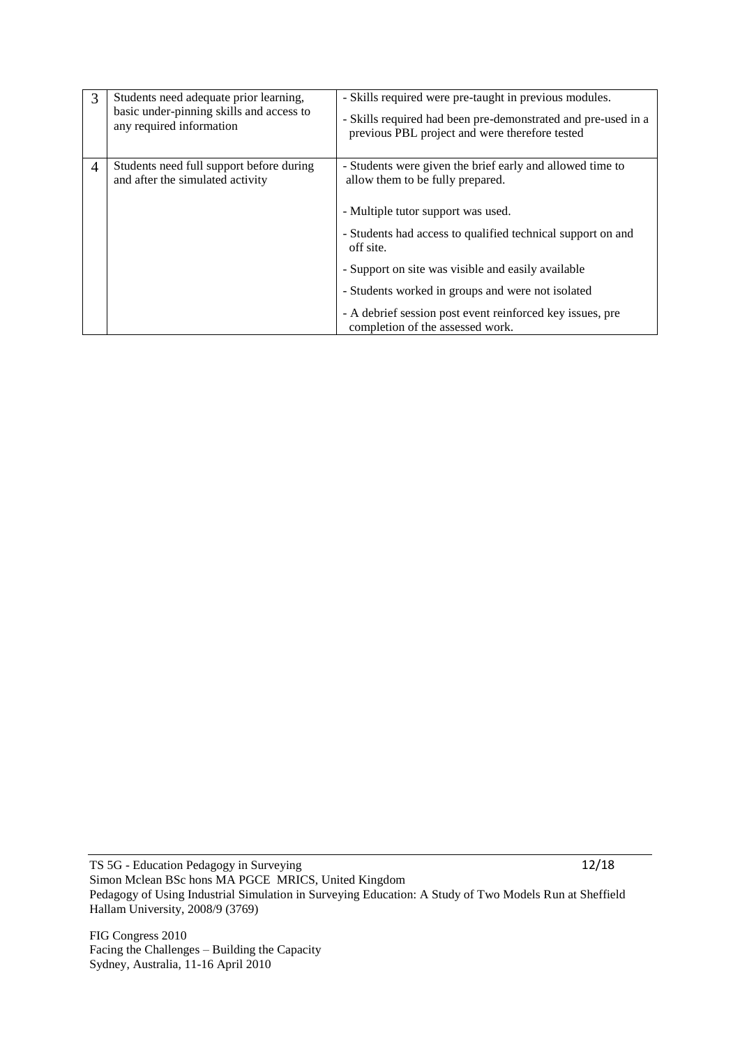| 3 | Students need adequate prior learning, basic under-pinning skills and access to any required information | - Skills required were pre-taught in previous modules.<br>- Skills required had been pre-demonstrated and pre-used in a previous PBL project and were therefore tested |
|---|---|---|
| 4 | Students need full support before during and after the simulated activity | - Students were given the brief early and allowed time to allow them to be fully prepared.<br>- Multiple tutor support was used.<br>- Students had access to qualified technical support on and off site.<br>- Support on site was visible and easily available<br>- Students worked in groups and were not isolated<br>- A debrief session post event reinforced key issues, pre completion of the assessed work. |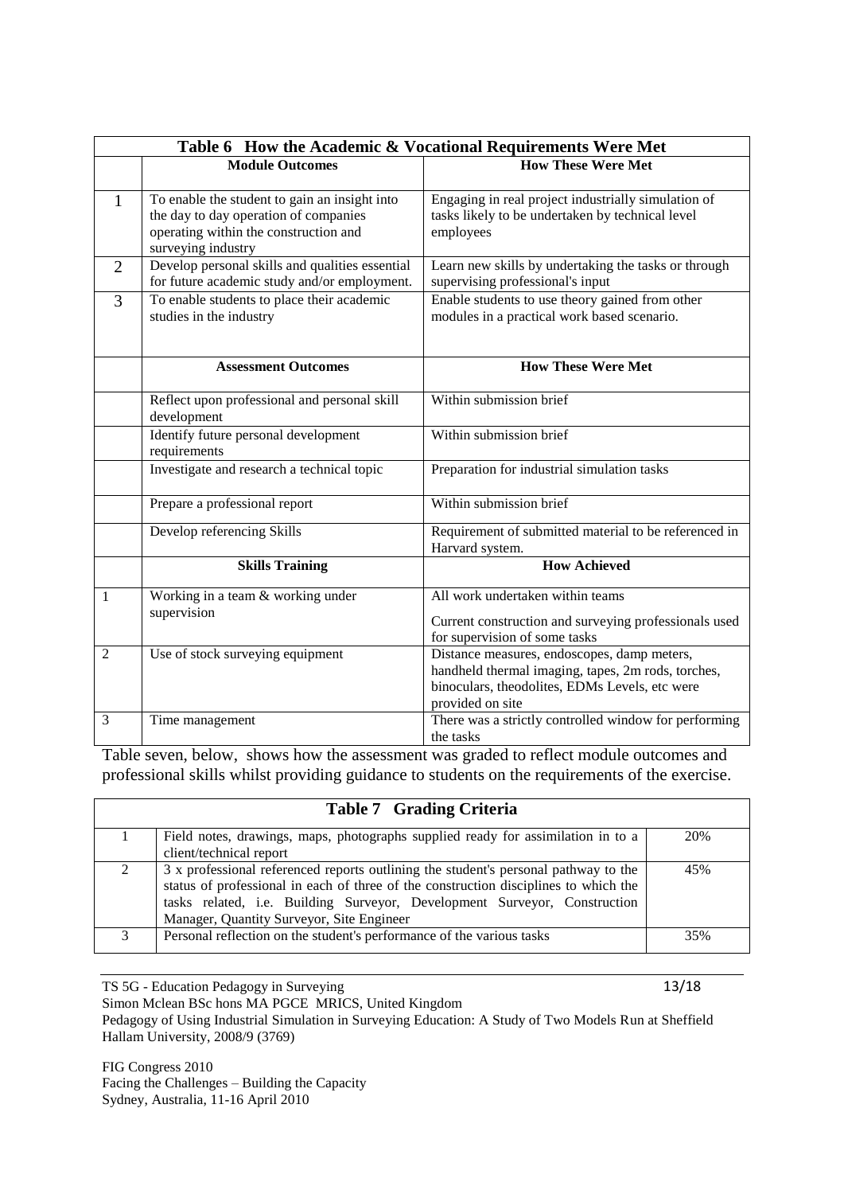| Table 6 How the Academic & Vocational Requirements Were Met | | |
|---|---|---|
| | **Module Outcomes** | **How These Were Met** |
| 1 | To enable the student to gain an insight into the day to day operation of companies operating within the construction and surveying industry | Engaging in real project industrially simulation of tasks likely to be undertaken by technical level employees |
| 2 | Develop personal skills and qualities essential for future academic study and/or employment. | Learn new skills by undertaking the tasks or through supervising professional's input |
| 3 | To enable students to place their academic studies in the industry | Enable students to use theory gained from other modules in a practical work based scenario. |
| | **Assessment Outcomes** | **How These Were Met** |
| | Reflect upon professional and personal skill development | Within submission brief |
| | Identify future personal development requirements | Within submission brief |
| | Investigate and research a technical topic | Preparation for industrial simulation tasks |
| | Prepare a professional report | Within submission brief |
| | Develop referencing Skills | Requirement of submitted material to be referenced in Harvard system. |
| | **Skills Training** | **How Achieved** |
| 1 | Working in a team & working under supervision | All work undertaken within teams<br>Current construction and surveying professionals used for supervision of some tasks |
| 2 | Use of stock surveying equipment | Distance measures, endoscopes, damp meters, handheld thermal imaging, tapes, 2m rods, torches, binoculars, theodolites, EDMs Levels, etc were provided on site |
| 3 | Time management | There was a strictly controlled window for performing the tasks |

Table seven, below, shows how the assessment was graded to reflect module outcomes and professional skills whilst providing guidance to students on the requirements of the exercise.

| Table 7 Grading Criteria | | |
|---|---|---|
| 1 | Field notes, drawings, maps, photographs supplied ready for assimilation in to a client/technical report | 20% |
| 2 | 3 x professional referenced reports outlining the student's personal pathway to the status of professional in each of three of the construction disciplines to which the tasks related, i.e. Building Surveyor, Development Surveyor, Construction Manager, Quantity Surveyor, Site Engineer | 45% |
| 3 | Personal reflection on the student's performance of the various tasks | 35% |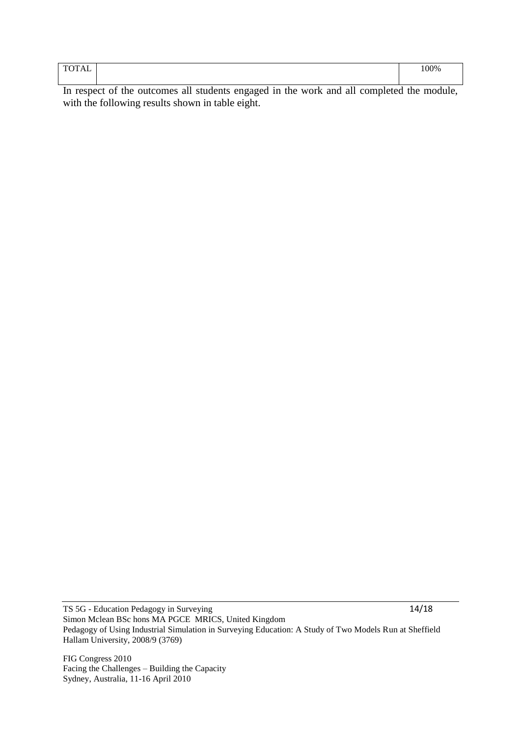| TOTAL | | 100% |
|---|---|---|

In respect of the outcomes all students engaged in the work and all completed the module, with the following results shown in table eight.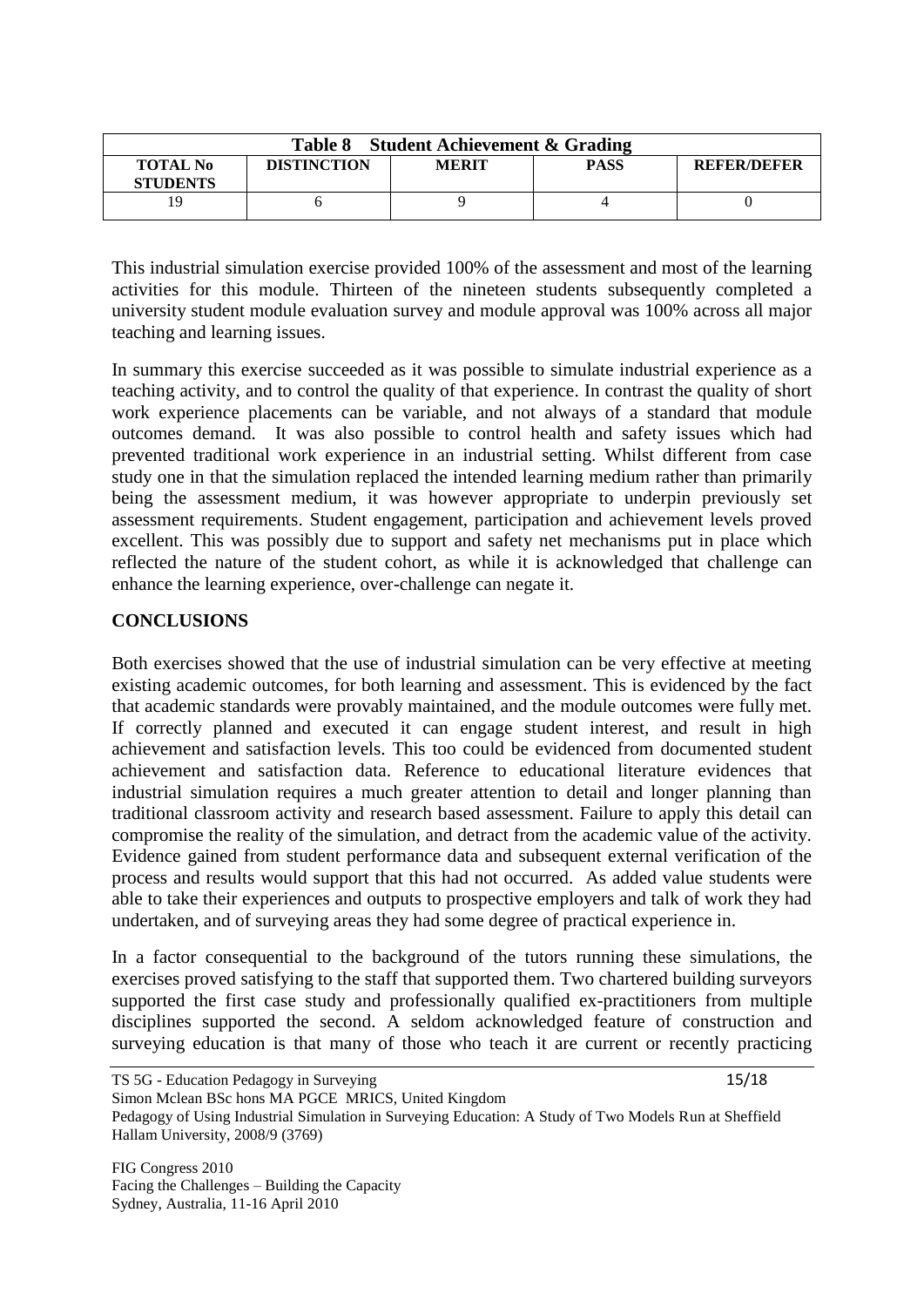| Table 8 Student Achievement & Grading | | | | |
|---|---|---|---|---|
| **TOTAL No STUDENTS** | **DISTINCTION** | **MERIT** | **PASS** | **REFER/DEFER** |
| 19 | 6 | 9 | 4 | 0 |

This industrial simulation exercise provided 100% of the assessment and most of the learning activities for this module. Thirteen of the nineteen students subsequently completed a university student module evaluation survey and module approval was 100% across all major teaching and learning issues.

In summary this exercise succeeded as it was possible to simulate industrial experience as a teaching activity, and to control the quality of that experience. In contrast the quality of short work experience placements can be variable, and not always of a standard that module outcomes demand. It was also possible to control health and safety issues which had prevented traditional work experience in an industrial setting. Whilst different from case study one in that the simulation replaced the intended learning medium rather than primarily being the assessment medium, it was however appropriate to underpin previously set assessment requirements. Student engagement, participation and achievement levels proved excellent. This was possibly due to support and safety net mechanisms put in place which reflected the nature of the student cohort, as while it is acknowledged that challenge can enhance the learning experience, over-challenge can negate it.

## CONCLUSIONS

Both exercises showed that the use of industrial simulation can be very effective at meeting existing academic outcomes, for both learning and assessment. This is evidenced by the fact that academic standards were provably maintained, and the module outcomes were fully met. If correctly planned and executed it can engage student interest, and result in high achievement and satisfaction levels. This too could be evidenced from documented student achievement and satisfaction data. Reference to educational literature evidences that industrial simulation requires a much greater attention to detail and longer planning than traditional classroom activity and research based assessment. Failure to apply this detail can compromise the reality of the simulation, and detract from the academic value of the activity. Evidence gained from student performance data and subsequent external verification of the process and results would support that this had not occurred. As added value students were able to take their experiences and outputs to prospective employers and talk of work they had undertaken, and of surveying areas they had some degree of practical experience in.

In a factor consequential to the background of the tutors running these simulations, the exercises proved satisfying to the staff that supported them. Two chartered building surveyors supported the first case study and professionally qualified ex-practitioners from multiple disciplines supported the second. A seldom acknowledged feature of construction and surveying education is that many of those who teach it are current or recently practicing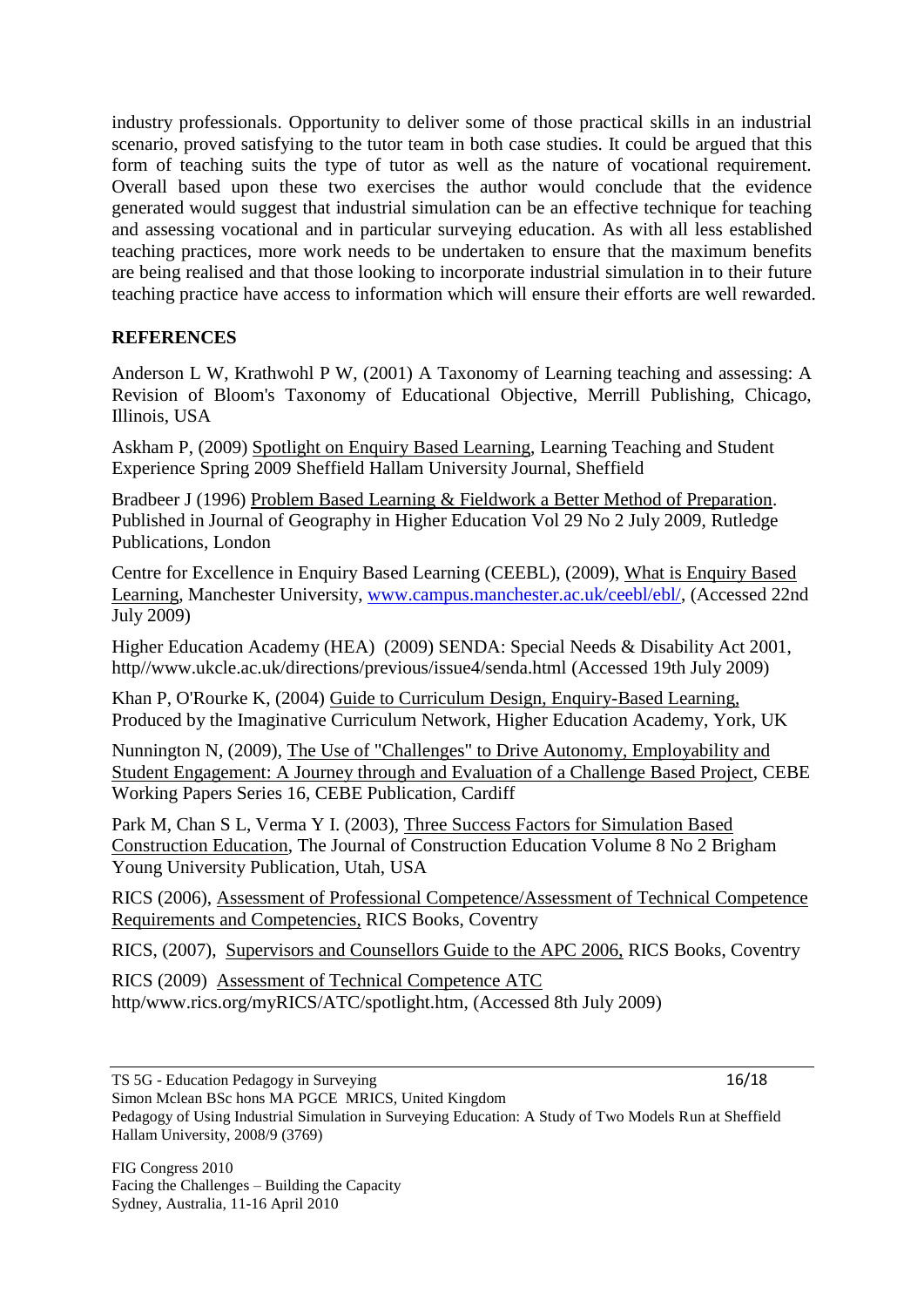industry professionals. Opportunity to deliver some of those practical skills in an industrial scenario, proved satisfying to the tutor team in both case studies. It could be argued that this form of teaching suits the type of tutor as well as the nature of vocational requirement. Overall based upon these two exercises the author would conclude that the evidence generated would suggest that industrial simulation can be an effective technique for teaching and assessing vocational and in particular surveying education. As with all less established teaching practices, more work needs to be undertaken to ensure that the maximum benefits are being realised and that those looking to incorporate industrial simulation in to their future teaching practice have access to information which will ensure their efforts are well rewarded.

## REFERENCES

Anderson L W, Krathwohl P W, (2001) A Taxonomy of Learning teaching and assessing: A Revision of Bloom's Taxonomy of Educational Objective, Merrill Publishing, Chicago, Illinois, USA

Askham P, (2009) Spotlight on Enquiry Based Learning, Learning Teaching and Student Experience Spring 2009 Sheffield Hallam University Journal, Sheffield

Bradbeer J (1996) Problem Based Learning & Fieldwork a Better Method of Preparation. Published in Journal of Geography in Higher Education Vol 29 No 2 July 2009, Rutledge Publications, London

Centre for Excellence in Enquiry Based Learning (CEEBL), (2009), What is Enquiry Based Learning, Manchester University, www.campus.manchester.ac.uk/ceebl/ebl/, (Accessed 22nd July 2009)

Higher Education Academy (HEA) (2009) SENDA: Special Needs & Disability Act 2001, http//www.ukcle.ac.uk/directions/previous/issue4/senda.html (Accessed 19th July 2009)

Khan P, O'Rourke K, (2004) Guide to Curriculum Design, Enquiry-Based Learning, Produced by the Imaginative Curriculum Network, Higher Education Academy, York, UK

Nunnington N, (2009), The Use of "Challenges" to Drive Autonomy, Employability and Student Engagement: A Journey through and Evaluation of a Challenge Based Project, CEBE Working Papers Series 16, CEBE Publication, Cardiff

Park M, Chan S L, Verma Y I. (2003), Three Success Factors for Simulation Based Construction Education, The Journal of Construction Education Volume 8 No 2 Brigham Young University Publication, Utah, USA

RICS (2006), Assessment of Professional Competence/Assessment of Technical Competence Requirements and Competencies, RICS Books, Coventry

RICS, (2007), Supervisors and Counsellors Guide to the APC 2006, RICS Books, Coventry

RICS (2009) Assessment of Technical Competence ATC http/www.rics.org/myRICS/ATC/spotlight.htm, (Accessed 8th July 2009)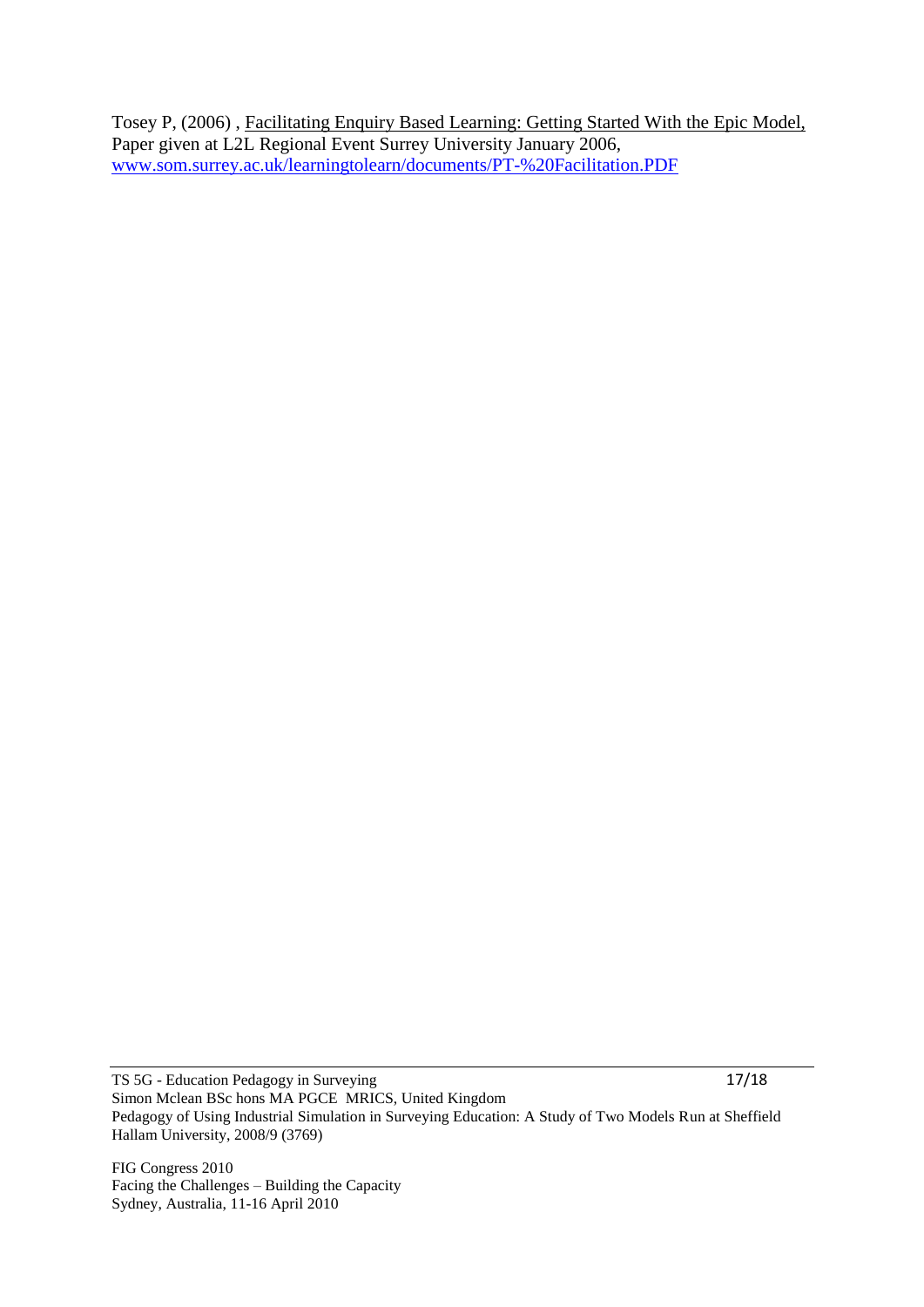Tosey P, (2006) , Facilitating Enquiry Based Learning: Getting Started With the Epic Model, Paper given at L2L Regional Event Surrey University January 2006, www.som.surrey.ac.uk/learningtolearn/documents/PT-%20Facilitation.PDF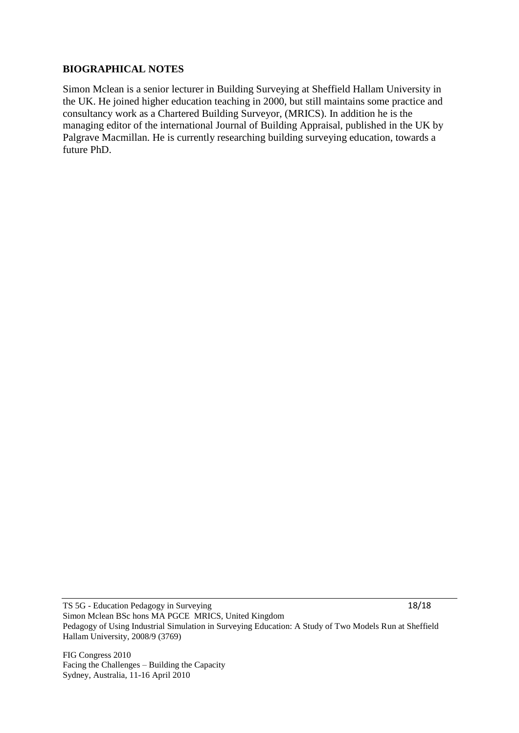## BIOGRAPHICAL NOTES

Simon Mclean is a senior lecturer in Building Surveying at Sheffield Hallam University in the UK. He joined higher education teaching in 2000, but still maintains some practice and consultancy work as a Chartered Building Surveyor, (MRICS). In addition he is the managing editor of the international Journal of Building Appraisal, published in the UK by Palgrave Macmillan. He is currently researching building surveying education, towards a future PhD.